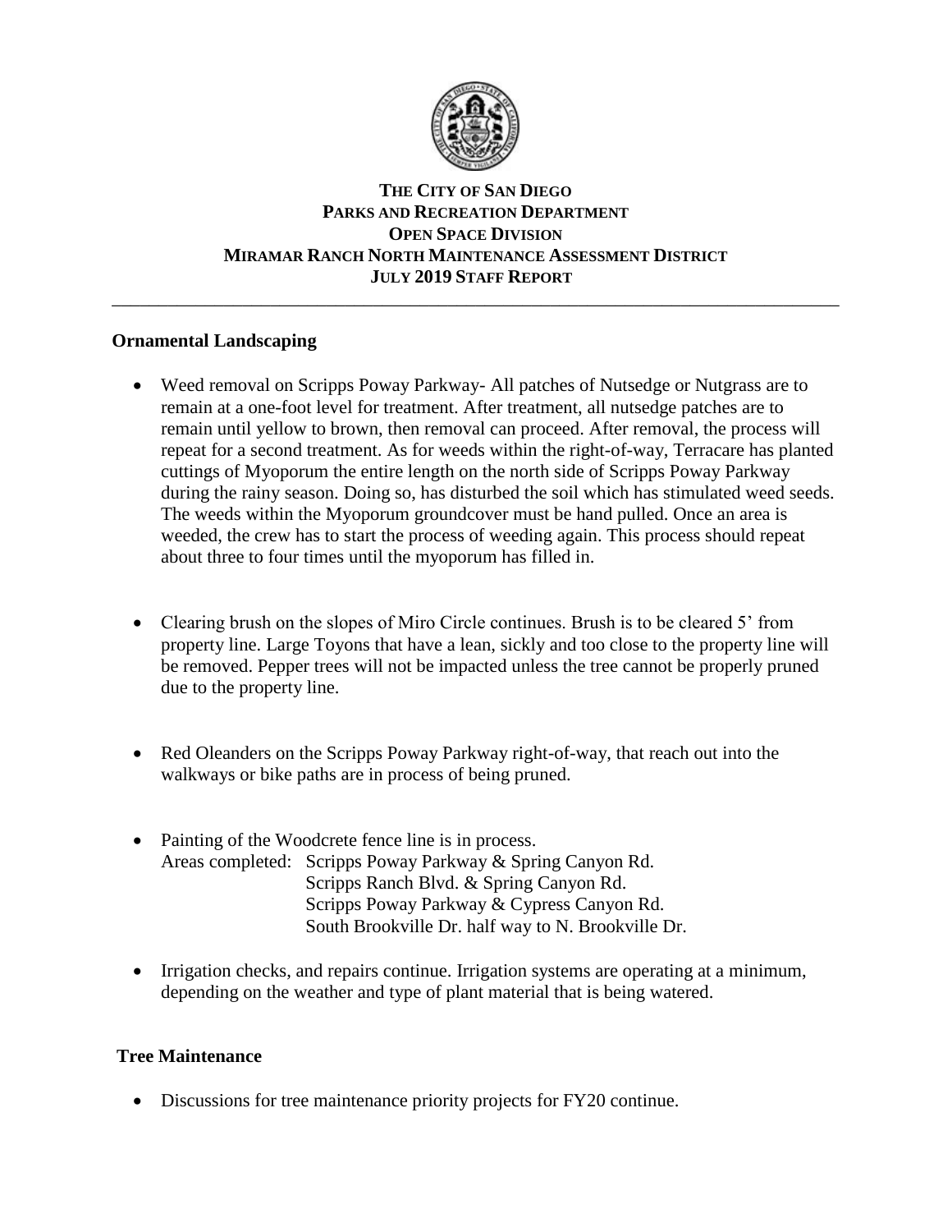# THE CITY OF SAN DIEGO
## PARKS AND RECREATION DEPARTMENT
## OPEN SPACE DIVISION
## MIRAMAR RANCH NORTH MAINTENANCE ASSESSMENT DISTRICT
## JULY 2019 STAFF REPORT

---

### Ornamental Landscaping

- Weed removal on Scripps Poway Parkway- All patches of Nutsedge or Nutgrass are to remain at a one-foot level for treatment. After treatment, all nutsedge patches are to remain until yellow to brown, then removal can proceed. After removal, the process will repeat for a second treatment. As for weeds within the right-of-way, Terracare has planted cuttings of Myoporum the entire length on the north side of Scripps Poway Parkway during the rainy season. Doing so, has disturbed the soil which has stimulated weed seeds. The weeds within the Myoporum groundcover must be hand pulled. Once an area is weeded, the crew has to start the process of weeding again. This process should repeat about three to four times until the myoporum has filled in.

- Clearing brush on the slopes of Miro Circle continues. Brush is to be cleared 5' from property line. Large Toyons that have a lean, sickly and too close to the property line will be removed. Pepper trees will not be impacted unless the tree cannot be properly pruned due to the property line.

- Red Oleanders on the Scripps Poway Parkway right-of-way, that reach out into the walkways or bike paths are in process of being pruned.

- Painting of the Woodcrete fence line is in process.
  Areas completed: Scripps Poway Parkway & Spring Canyon Rd.
  Scripps Ranch Blvd. & Spring Canyon Rd.
  Scripps Poway Parkway & Cypress Canyon Rd.
  South Brookville Dr. half way to N. Brookville Dr.

- Irrigation checks, and repairs continue. Irrigation systems are operating at a minimum, depending on the weather and type of plant material that is being watered.

### Tree Maintenance

- Discussions for tree maintenance priority projects for FY20 continue.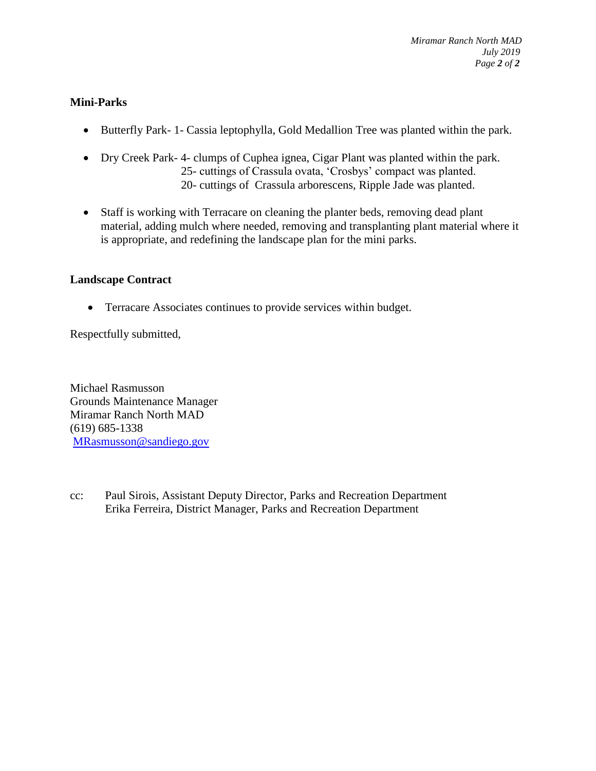## Mini-Parks

- Butterfly Park- 1- Cassia leptophylla, Gold Medallion Tree was planted within the park.

- Dry Creek Park- 4- clumps of Cuphea ignea, Cigar Plant was planted within the park.
  25- cuttings of Crassula ovata, 'Crosbys' compact was planted.
  20- cuttings of Crassula arborescens, Ripple Jade was planted.

- Staff is working with Terracare on cleaning the planter beds, removing dead plant material, adding mulch where needed, removing and transplanting plant material where it is appropriate, and redefining the landscape plan for the mini parks.

## Landscape Contract

- Terracare Associates continues to provide services within budget.

Respectfully submitted,

Michael Rasmusson
Grounds Maintenance Manager
Miramar Ranch North MAD
(619) 685-1338
MRasmusson@sandiego.gov

cc: Paul Sirois, Assistant Deputy Director, Parks and Recreation Department
Erika Ferreira, District Manager, Parks and Recreation Department